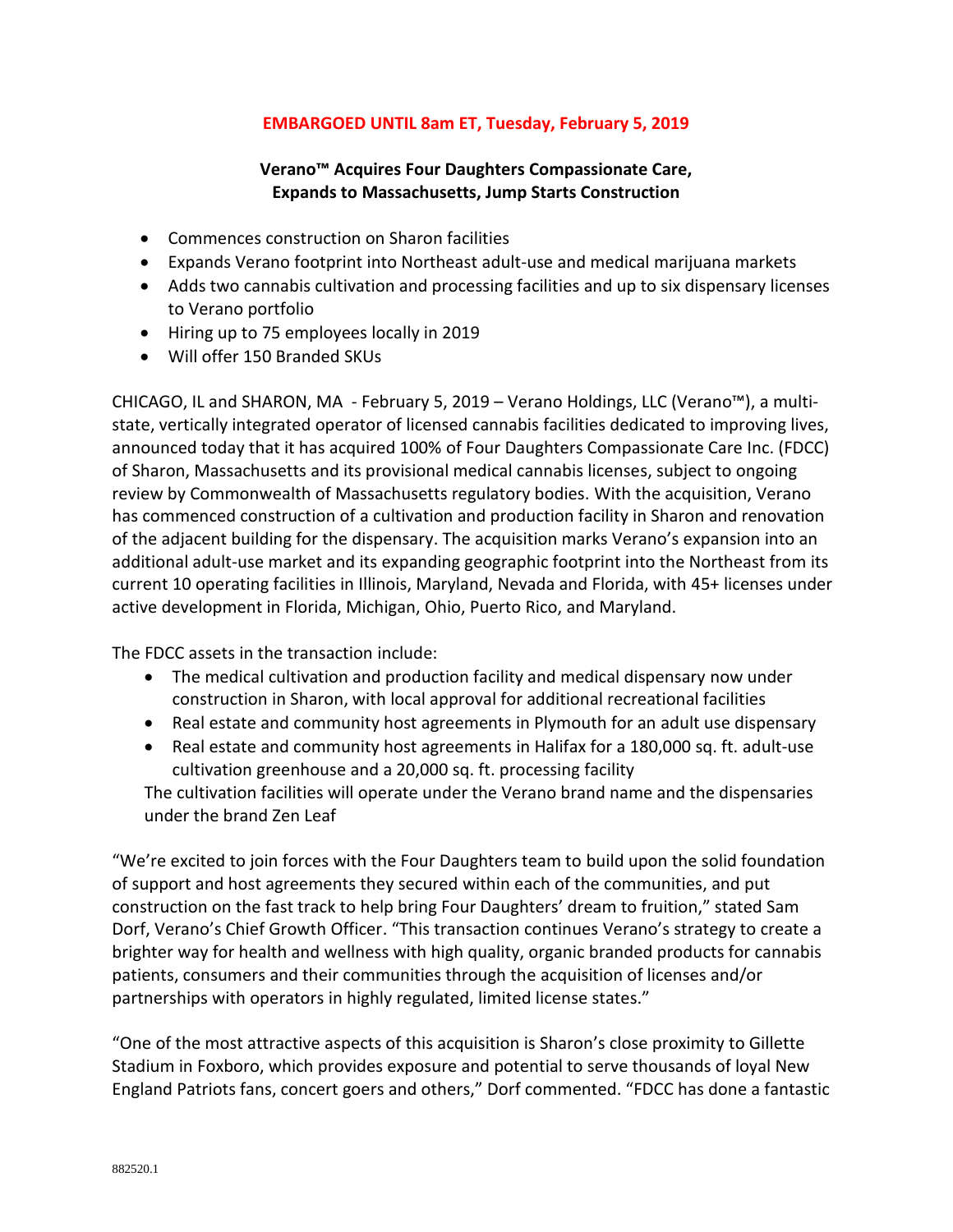**EMBARGOED UNTIL 8am ET, Tuesday, February 5, 2019**

# Verano™ Acquires Four Daughters Compassionate Care, Expands to Massachusetts, Jump Starts Construction

- Commences construction on Sharon facilities
- Expands Verano footprint into Northeast adult-use and medical marijuana markets
- Adds two cannabis cultivation and processing facilities and up to six dispensary licenses to Verano portfolio
- Hiring up to 75 employees locally in 2019
- Will offer 150 Branded SKUs

CHICAGO, IL and SHARON, MA - February 5, 2019 – Verano Holdings, LLC (Verano™), a multi-state, vertically integrated operator of licensed cannabis facilities dedicated to improving lives, announced today that it has acquired 100% of Four Daughters Compassionate Care Inc. (FDCC) of Sharon, Massachusetts and its provisional medical cannabis licenses, subject to ongoing review by Commonwealth of Massachusetts regulatory bodies. With the acquisition, Verano has commenced construction of a cultivation and production facility in Sharon and renovation of the adjacent building for the dispensary. The acquisition marks Verano's expansion into an additional adult-use market and its expanding geographic footprint into the Northeast from its current 10 operating facilities in Illinois, Maryland, Nevada and Florida, with 45+ licenses under active development in Florida, Michigan, Ohio, Puerto Rico, and Maryland.

The FDCC assets in the transaction include:

- The medical cultivation and production facility and medical dispensary now under construction in Sharon, with local approval for additional recreational facilities
- Real estate and community host agreements in Plymouth for an adult use dispensary
- Real estate and community host agreements in Halifax for a 180,000 sq. ft. adult-use cultivation greenhouse and a 20,000 sq. ft. processing facility

The cultivation facilities will operate under the Verano brand name and the dispensaries under the brand Zen Leaf

"We're excited to join forces with the Four Daughters team to build upon the solid foundation of support and host agreements they secured within each of the communities, and put construction on the fast track to help bring Four Daughters' dream to fruition," stated Sam Dorf, Verano's Chief Growth Officer. "This transaction continues Verano's strategy to create a brighter way for health and wellness with high quality, organic branded products for cannabis patients, consumers and their communities through the acquisition of licenses and/or partnerships with operators in highly regulated, limited license states."

"One of the most attractive aspects of this acquisition is Sharon's close proximity to Gillette Stadium in Foxboro, which provides exposure and potential to serve thousands of loyal New England Patriots fans, concert goers and others," Dorf commented. "FDCC has done a fantastic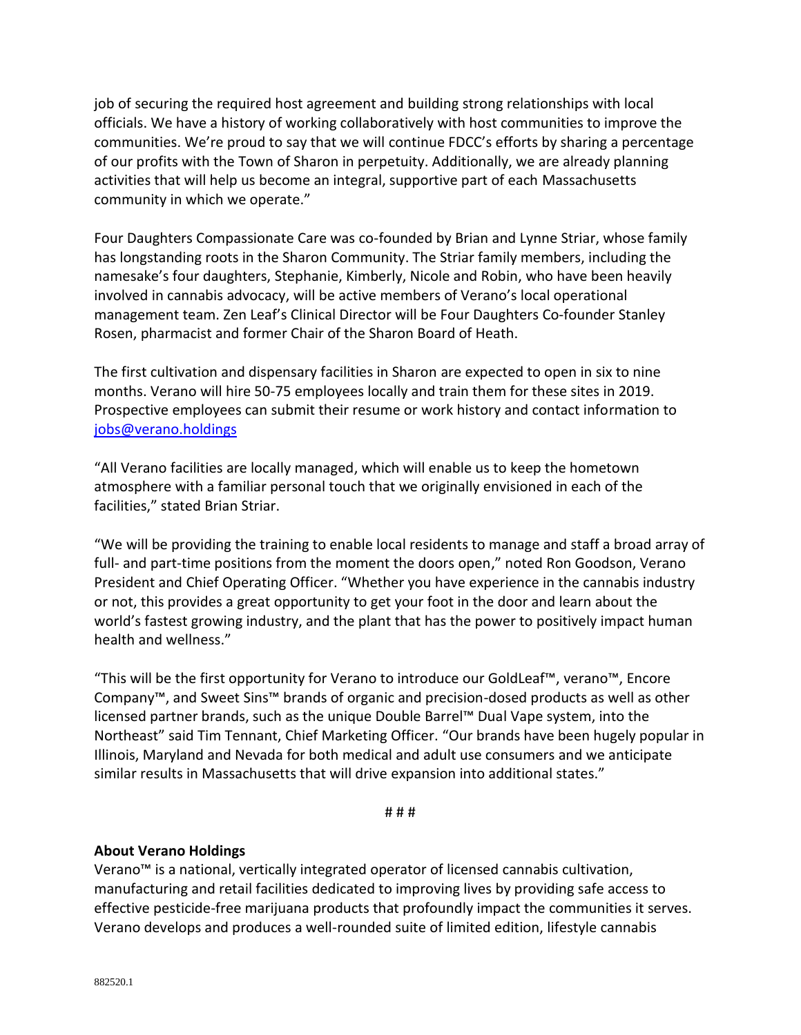job of securing the required host agreement and building strong relationships with local officials. We have a history of working collaboratively with host communities to improve the communities. We're proud to say that we will continue FDCC's efforts by sharing a percentage of our profits with the Town of Sharon in perpetuity. Additionally, we are already planning activities that will help us become an integral, supportive part of each Massachusetts community in which we operate."

Four Daughters Compassionate Care was co-founded by Brian and Lynne Striar, whose family has longstanding roots in the Sharon Community. The Striar family members, including the namesake's four daughters, Stephanie, Kimberly, Nicole and Robin, who have been heavily involved in cannabis advocacy, will be active members of Verano's local operational management team. Zen Leaf's Clinical Director will be Four Daughters Co-founder Stanley Rosen, pharmacist and former Chair of the Sharon Board of Heath.

The first cultivation and dispensary facilities in Sharon are expected to open in six to nine months. Verano will hire 50-75 employees locally and train them for these sites in 2019. Prospective employees can submit their resume or work history and contact information to [jobs@verano.holdings](mailto:jobs@verano.holdings)

"All Verano facilities are locally managed, which will enable us to keep the hometown atmosphere with a familiar personal touch that we originally envisioned in each of the facilities," stated Brian Striar.

"We will be providing the training to enable local residents to manage and staff a broad array of full- and part-time positions from the moment the doors open," noted Ron Goodson, Verano President and Chief Operating Officer. "Whether you have experience in the cannabis industry or not, this provides a great opportunity to get your foot in the door and learn about the world's fastest growing industry, and the plant that has the power to positively impact human health and wellness."

"This will be the first opportunity for Verano to introduce our GoldLeaf™, verano™, Encore Company™, and Sweet Sins™ brands of organic and precision-dosed products as well as other licensed partner brands, such as the unique Double Barrel™ Dual Vape system, into the Northeast" said Tim Tennant, Chief Marketing Officer. "Our brands have been hugely popular in Illinois, Maryland and Nevada for both medical and adult use consumers and we anticipate similar results in Massachusetts that will drive expansion into additional states."

# # #

**About Verano Holdings**
Verano™ is a national, vertically integrated operator of licensed cannabis cultivation, manufacturing and retail facilities dedicated to improving lives by providing safe access to effective pesticide-free marijuana products that profoundly impact the communities it serves. Verano develops and produces a well-rounded suite of limited edition, lifestyle cannabis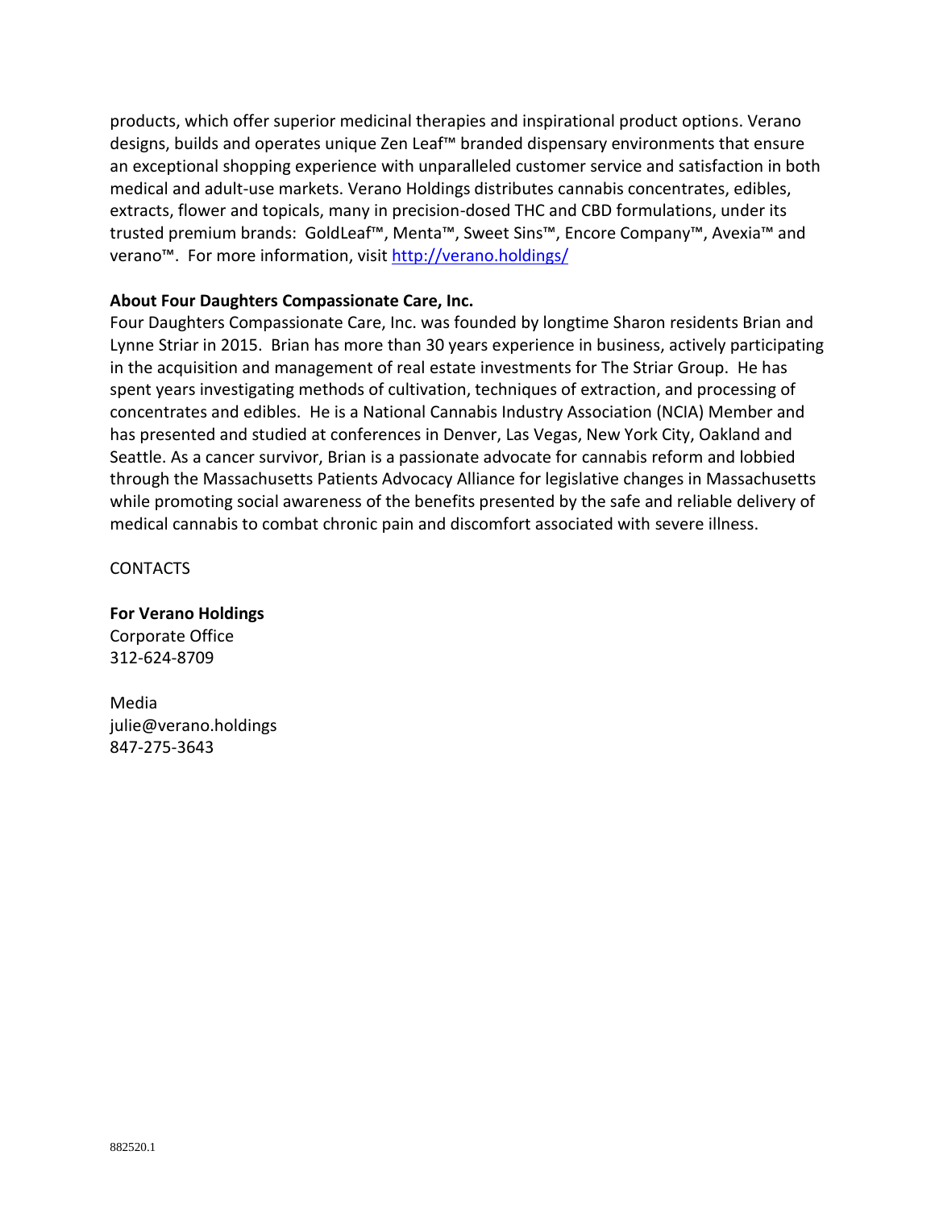products, which offer superior medicinal therapies and inspirational product options. Verano designs, builds and operates unique Zen Leaf™ branded dispensary environments that ensure an exceptional shopping experience with unparalleled customer service and satisfaction in both medical and adult-use markets. Verano Holdings distributes cannabis concentrates, edibles, extracts, flower and topicals, many in precision-dosed THC and CBD formulations, under its trusted premium brands: GoldLeaf™, Menta™, Sweet Sins™, Encore Company™, Avexia™ and verano™. For more information, visit [http://verano.holdings/](http://verano.holdings/)

**About Four Daughters Compassionate Care, Inc.**

Four Daughters Compassionate Care, Inc. was founded by longtime Sharon residents Brian and Lynne Striar in 2015. Brian has more than 30 years experience in business, actively participating in the acquisition and management of real estate investments for The Striar Group. He has spent years investigating methods of cultivation, techniques of extraction, and processing of concentrates and edibles. He is a National Cannabis Industry Association (NCIA) Member and has presented and studied at conferences in Denver, Las Vegas, New York City, Oakland and Seattle. As a cancer survivor, Brian is a passionate advocate for cannabis reform and lobbied through the Massachusetts Patients Advocacy Alliance for legislative changes in Massachusetts while promoting social awareness of the benefits presented by the safe and reliable delivery of medical cannabis to combat chronic pain and discomfort associated with severe illness.

CONTACTS

**For Verano Holdings**
Corporate Office
312-624-8709

Media
julie@verano.holdings
847-275-3643

882520.1